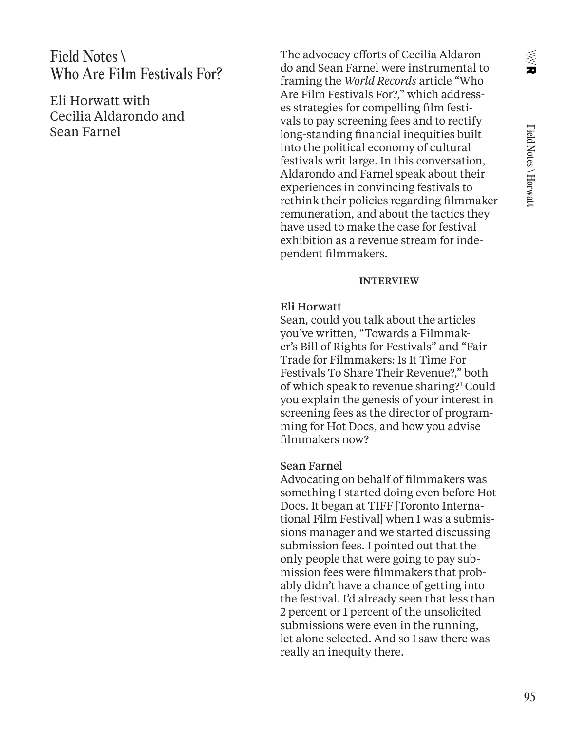# Field Notes \ Who Are Film Festivals For?

Eli Horwatt with Cecilia Aldarondo and Sean Farnel

The advocacy efforts of Cecilia Aldarondo and Sean Farnel were instrumental to framing the *World Records* article "Who Are Film Festivals For?," which addresses strategies for compelling film festivals to pay screening fees and to rectify long-standing financial inequities built into the political economy of cultural festivals writ large. In this conversation, Aldarondo and Farnel speak about their experiences in convincing festivals to rethink their policies regarding filmmaker remuneration, and about the tactics they have used to make the case for festival exhibition as a revenue stream for independent filmmakers.

**INTERVIEW**

**Eli Horwatt**
Sean, could you talk about the articles you've written, "Towards a Filmmaker's Bill of Rights for Festivals" and "Fair Trade for Filmmakers: Is It Time For Festivals To Share Their Revenue?," both of which speak to revenue sharing?[1] Could you explain the genesis of your interest in screening fees as the director of programming for Hot Docs, and how you advise filmmakers now?

**Sean Farnel**
Advocating on behalf of filmmakers was something I started doing even before Hot Docs. It began at TIFF [Toronto International Film Festival] when I was a submissions manager and we started discussing submission fees. I pointed out that the only people that were going to pay submission fees were filmmakers that probably didn't have a chance of getting into the festival. I'd already seen that less than 2 percent or 1 percent of the unsolicited submissions were even in the running, let alone selected. And so I saw there was really an inequity there.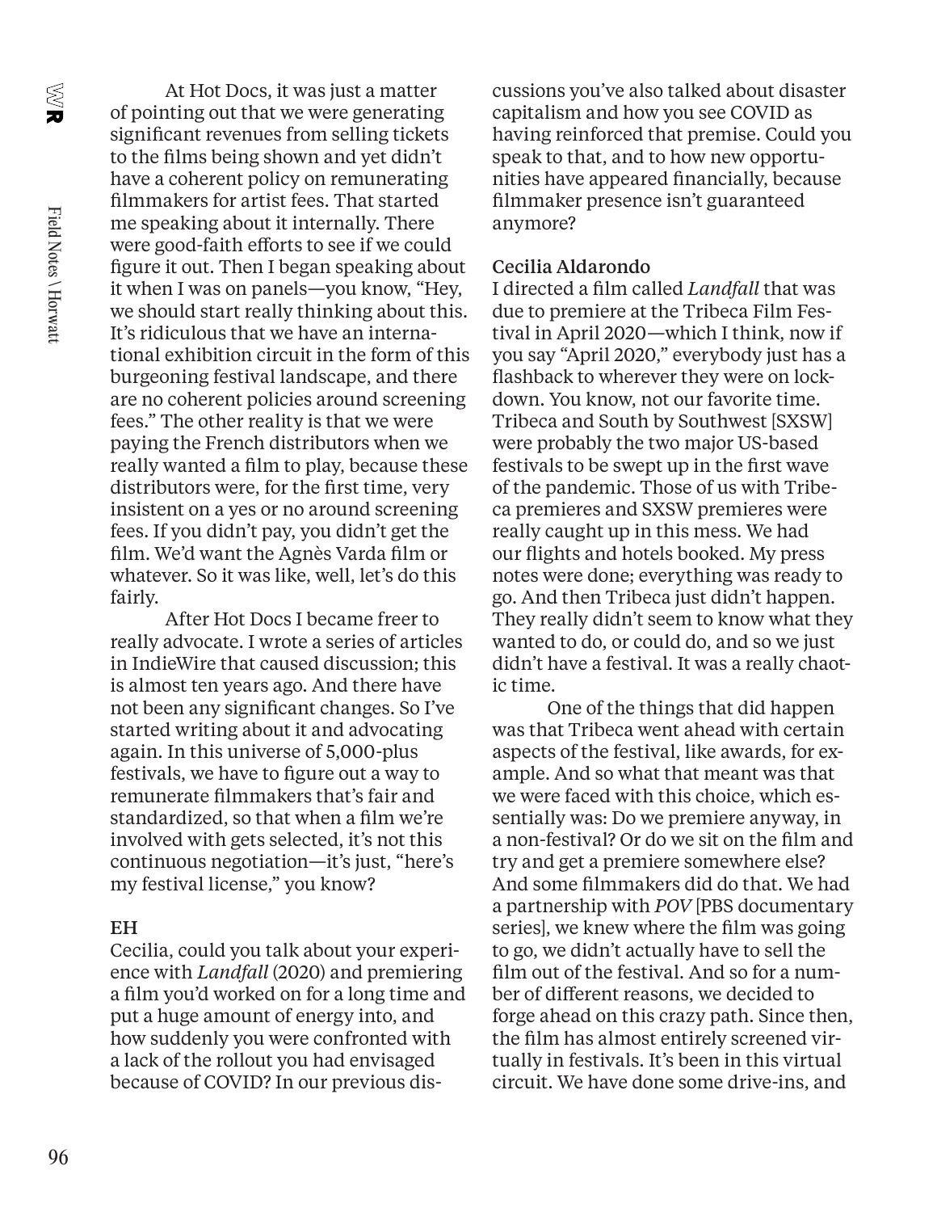At Hot Docs, it was just a matter of pointing out that we were generating significant revenues from selling tickets to the films being shown and yet didn't have a coherent policy on remunerating filmmakers for artist fees. That started me speaking about it internally. There were good-faith efforts to see if we could figure it out. Then I began speaking about it when I was on panels—you know, "Hey, we should start really thinking about this. It's ridiculous that we have an international exhibition circuit in the form of this burgeoning festival landscape, and there are no coherent policies around screening fees." The other reality is that we were paying the French distributors when we really wanted a film to play, because these distributors were, for the first time, very insistent on a yes or no around screening fees. If you didn't pay, you didn't get the film. We'd want the Agnès Varda film or whatever. So it was like, well, let's do this fairly.

After Hot Docs I became freer to really advocate. I wrote a series of articles in IndieWire that caused discussion; this is almost ten years ago. And there have not been any significant changes. So I've started writing about it and advocating again. In this universe of 5,000-plus festivals, we have to figure out a way to remunerate filmmakers that's fair and standardized, so that when a film we're involved with gets selected, it's not this continuous negotiation—it's just, "here's my festival license," you know?

**EH**

Cecilia, could you talk about your experience with *Landfall* (2020) and premiering a film you'd worked on for a long time and put a huge amount of energy into, and how suddenly you were confronted with a lack of the rollout you had envisaged because of COVID? In our previous discussions you've also talked about disaster capitalism and how you see COVID as having reinforced that premise. Could you speak to that, and to how new opportunities have appeared financially, because filmmaker presence isn't guaranteed anymore?

**Cecilia Aldarondo**

I directed a film called *Landfall* that was due to premiere at the Tribeca Film Festival in April 2020—which I think, now if you say "April 2020," everybody just has a flashback to wherever they were on lockdown. You know, not our favorite time. Tribeca and South by Southwest [SXSW] were probably the two major US-based festivals to be swept up in the first wave of the pandemic. Those of us with Tribeca premieres and SXSW premieres were really caught up in this mess. We had our flights and hotels booked. My press notes were done; everything was ready to go. And then Tribeca just didn't happen. They really didn't seem to know what they wanted to do, or could do, and so we just didn't have a festival. It was a really chaotic time.

One of the things that did happen was that Tribeca went ahead with certain aspects of the festival, like awards, for example. And so what that meant was that we were faced with this choice, which essentially was: Do we premiere anyway, in a non-festival? Or do we sit on the film and try and get a premiere somewhere else? And some filmmakers did do that. We had a partnership with *POV* [PBS documentary series], we knew where the film was going to go, we didn't actually have to sell the film out of the festival. And so for a number of different reasons, we decided to forge ahead on this crazy path. Since then, the film has almost entirely screened virtually in festivals. It's been in this virtual circuit. We have done some drive-ins, and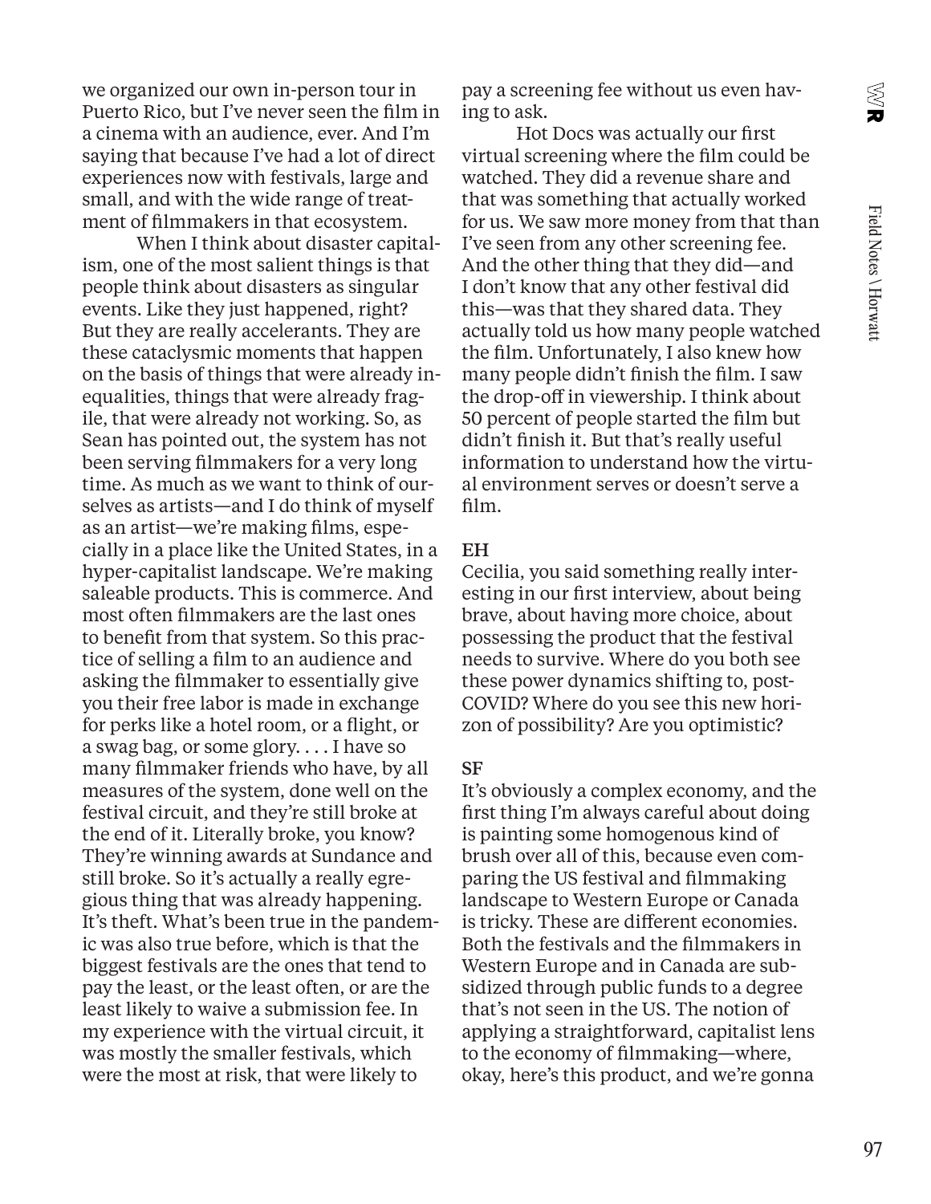we organized our own in-person tour in Puerto Rico, but I've never seen the film in a cinema with an audience, ever. And I'm saying that because I've had a lot of direct experiences now with festivals, large and small, and with the wide range of treatment of filmmakers in that ecosystem.

When I think about disaster capitalism, one of the most salient things is that people think about disasters as singular events. Like they just happened, right? But they are really accelerants. They are these cataclysmic moments that happen on the basis of things that were already inequalities, things that were already fragile, that were already not working. So, as Sean has pointed out, the system has not been serving filmmakers for a very long time. As much as we want to think of ourselves as artists—and I do think of myself as an artist—we're making films, especially in a place like the United States, in a hyper-capitalist landscape. We're making saleable products. This is commerce. And most often filmmakers are the last ones to benefit from that system. So this practice of selling a film to an audience and asking the filmmaker to essentially give you their free labor is made in exchange for perks like a hotel room, or a flight, or a swag bag, or some glory. . . . I have so many filmmaker friends who have, by all measures of the system, done well on the festival circuit, and they're still broke at the end of it. Literally broke, you know? They're winning awards at Sundance and still broke. So it's actually a really egregious thing that was already happening. It's theft. What's been true in the pandemic was also true before, which is that the biggest festivals are the ones that tend to pay the least, or the least often, or are the least likely to waive a submission fee. In my experience with the virtual circuit, it was mostly the smaller festivals, which were the most at risk, that were likely to pay a screening fee without us even having to ask.

Hot Docs was actually our first virtual screening where the film could be watched. They did a revenue share and that was something that actually worked for us. We saw more money from that than I've seen from any other screening fee. And the other thing that they did—and I don't know that any other festival did this—was that they shared data. They actually told us how many people watched the film. Unfortunately, I also knew how many people didn't finish the film. I saw the drop-off in viewership. I think about 50 percent of people started the film but didn't finish it. But that's really useful information to understand how the virtual environment serves or doesn't serve a film.

**EH**
Cecilia, you said something really interesting in our first interview, about being brave, about having more choice, about possessing the product that the festival needs to survive. Where do you both see these power dynamics shifting to, post-COVID? Where do you see this new horizon of possibility? Are you optimistic?

**SF**
It's obviously a complex economy, and the first thing I'm always careful about doing is painting some homogenous kind of brush over all of this, because even comparing the US festival and filmmaking landscape to Western Europe or Canada is tricky. These are different economies. Both the festivals and the filmmakers in Western Europe and in Canada are subsidized through public funds to a degree that's not seen in the US. The notion of applying a straightforward, capitalist lens to the economy of filmmaking—where, okay, here's this product, and we're gonna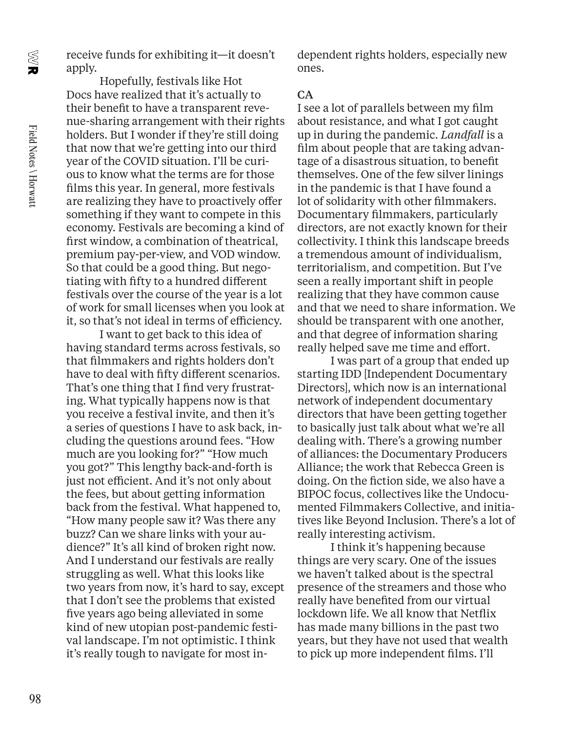receive funds for exhibiting it—it doesn't apply.

Hopefully, festivals like Hot Docs have realized that it's actually to their benefit to have a transparent revenue-sharing arrangement with their rights holders. But I wonder if they're still doing that now that we're getting into our third year of the COVID situation. I'll be curious to know what the terms are for those films this year. In general, more festivals are realizing they have to proactively offer something if they want to compete in this economy. Festivals are becoming a kind of first window, a combination of theatrical, premium pay-per-view, and VOD window. So that could be a good thing. But negotiating with fifty to a hundred different festivals over the course of the year is a lot of work for small licenses when you look at it, so that's not ideal in terms of efficiency.

I want to get back to this idea of having standard terms across festivals, so that filmmakers and rights holders don't have to deal with fifty different scenarios. That's one thing that I find very frustrating. What typically happens now is that you receive a festival invite, and then it's a series of questions I have to ask back, including the questions around fees. "How much are you looking for?" "How much you got?" This lengthy back-and-forth is just not efficient. And it's not only about the fees, but about getting information back from the festival. What happened to, "How many people saw it? Was there any buzz? Can we share links with your audience?" It's all kind of broken right now. And I understand our festivals are really struggling as well. What this looks like two years from now, it's hard to say, except that I don't see the problems that existed five years ago being alleviated in some kind of new utopian post-pandemic festival landscape. I'm not optimistic. I think it's really tough to navigate for most independent rights holders, especially new ones.

**CA**

I see a lot of parallels between my film about resistance, and what I got caught up in during the pandemic. *Landfall* is a film about people that are taking advantage of a disastrous situation, to benefit themselves. One of the few silver linings in the pandemic is that I have found a lot of solidarity with other filmmakers. Documentary filmmakers, particularly directors, are not exactly known for their collectivity. I think this landscape breeds a tremendous amount of individualism, territorialism, and competition. But I've seen a really important shift in people realizing that they have common cause and that we need to share information. We should be transparent with one another, and that degree of information sharing really helped save me time and effort.

I was part of a group that ended up starting IDD [Independent Documentary Directors], which now is an international network of independent documentary directors that have been getting together to basically just talk about what we're all dealing with. There's a growing number of alliances: the Documentary Producers Alliance; the work that Rebecca Green is doing. On the fiction side, we also have a BIPOC focus, collectives like the Undocumented Filmmakers Collective, and initiatives like Beyond Inclusion. There's a lot of really interesting activism.

I think it's happening because things are very scary. One of the issues we haven't talked about is the spectral presence of the streamers and those who really have benefited from our virtual lockdown life. We all know that Netflix has made many billions in the past two years, but they have not used that wealth to pick up more independent films. I'll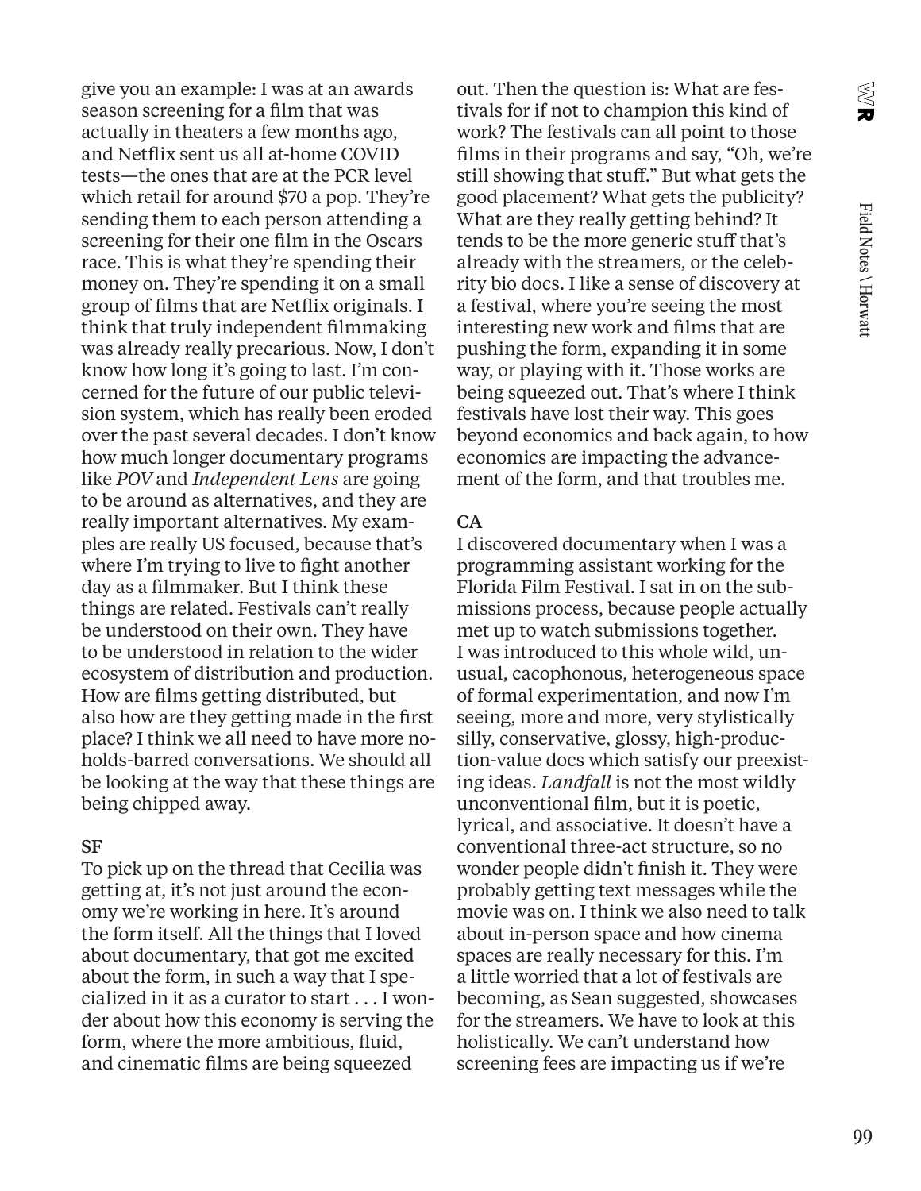give you an example: I was at an awards season screening for a film that was actually in theaters a few months ago, and Netflix sent us all at-home COVID tests—the ones that are at the PCR level which retail for around $70 a pop. They're sending them to each person attending a screening for their one film in the Oscars race. This is what they're spending their money on. They're spending it on a small group of films that are Netflix originals. I think that truly independent filmmaking was already really precarious. Now, I don't know how long it's going to last. I'm concerned for the future of our public television system, which has really been eroded over the past several decades. I don't know how much longer documentary programs like *POV* and *Independent Lens* are going to be around as alternatives, and they are really important alternatives. My examples are really US focused, because that's where I'm trying to live to fight another day as a filmmaker. But I think these things are related. Festivals can't really be understood on their own. They have to be understood in relation to the wider ecosystem of distribution and production. How are films getting distributed, but also how are they getting made in the first place? I think we all need to have more no-holds-barred conversations. We should all be looking at the way that these things are being chipped away.

**SF**

To pick up on the thread that Cecilia was getting at, it's not just around the economy we're working in here. It's around the form itself. All the things that I loved about documentary, that got me excited about the form, in such a way that I specialized in it as a curator to start . . . I wonder about how this economy is serving the form, where the more ambitious, fluid, and cinematic films are being squeezed out. Then the question is: What are festivals for if not to champion this kind of work? The festivals can all point to those films in their programs and say, "Oh, we're still showing that stuff." But what gets the good placement? What gets the publicity? What are they really getting behind? It tends to be the more generic stuff that's already with the streamers, or the celebrity bio docs. I like a sense of discovery at a festival, where you're seeing the most interesting new work and films that are pushing the form, expanding it in some way, or playing with it. Those works are being squeezed out. That's where I think festivals have lost their way. This goes beyond economics and back again, to how economics are impacting the advancement of the form, and that troubles me.

**CA**

I discovered documentary when I was a programming assistant working for the Florida Film Festival. I sat in on the submissions process, because people actually met up to watch submissions together. I was introduced to this whole wild, unusual, cacophonous, heterogeneous space of formal experimentation, and now I'm seeing, more and more, very stylistically silly, conservative, glossy, high-production-value docs which satisfy our preexisting ideas. *Landfall* is not the most wildly unconventional film, but it is poetic, lyrical, and associative. It doesn't have a conventional three-act structure, so no wonder people didn't finish it. They were probably getting text messages while the movie was on. I think we also need to talk about in-person space and how cinema spaces are really necessary for this. I'm a little worried that a lot of festivals are becoming, as Sean suggested, showcases for the streamers. We have to look at this holistically. We can't understand how screening fees are impacting us if we're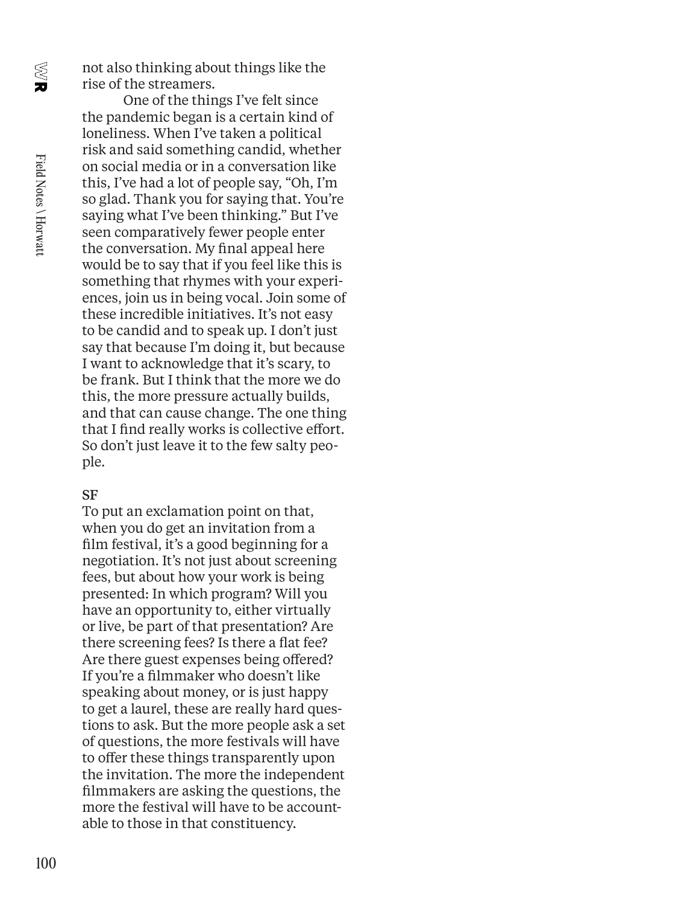not also thinking about things like the rise of the streamers.

One of the things I've felt since the pandemic began is a certain kind of loneliness. When I've taken a political risk and said something candid, whether on social media or in a conversation like this, I've had a lot of people say, "Oh, I'm so glad. Thank you for saying that. You're saying what I've been thinking." But I've seen comparatively fewer people enter the conversation. My final appeal here would be to say that if you feel like this is something that rhymes with your experiences, join us in being vocal. Join some of these incredible initiatives. It's not easy to be candid and to speak up. I don't just say that because I'm doing it, but because I want to acknowledge that it's scary, to be frank. But I think that the more we do this, the more pressure actually builds, and that can cause change. The one thing that I find really works is collective effort. So don't just leave it to the few salty people.

**SF**
To put an exclamation point on that, when you do get an invitation from a film festival, it's a good beginning for a negotiation. It's not just about screening fees, but about how your work is being presented: In which program? Will you have an opportunity to, either virtually or live, be part of that presentation? Are there screening fees? Is there a flat fee? Are there guest expenses being offered? If you're a filmmaker who doesn't like speaking about money, or is just happy to get a laurel, these are really hard questions to ask. But the more people ask a set of questions, the more festivals will have to offer these things transparently upon the invitation. The more the independent filmmakers are asking the questions, the more the festival will have to be accountable to those in that constituency.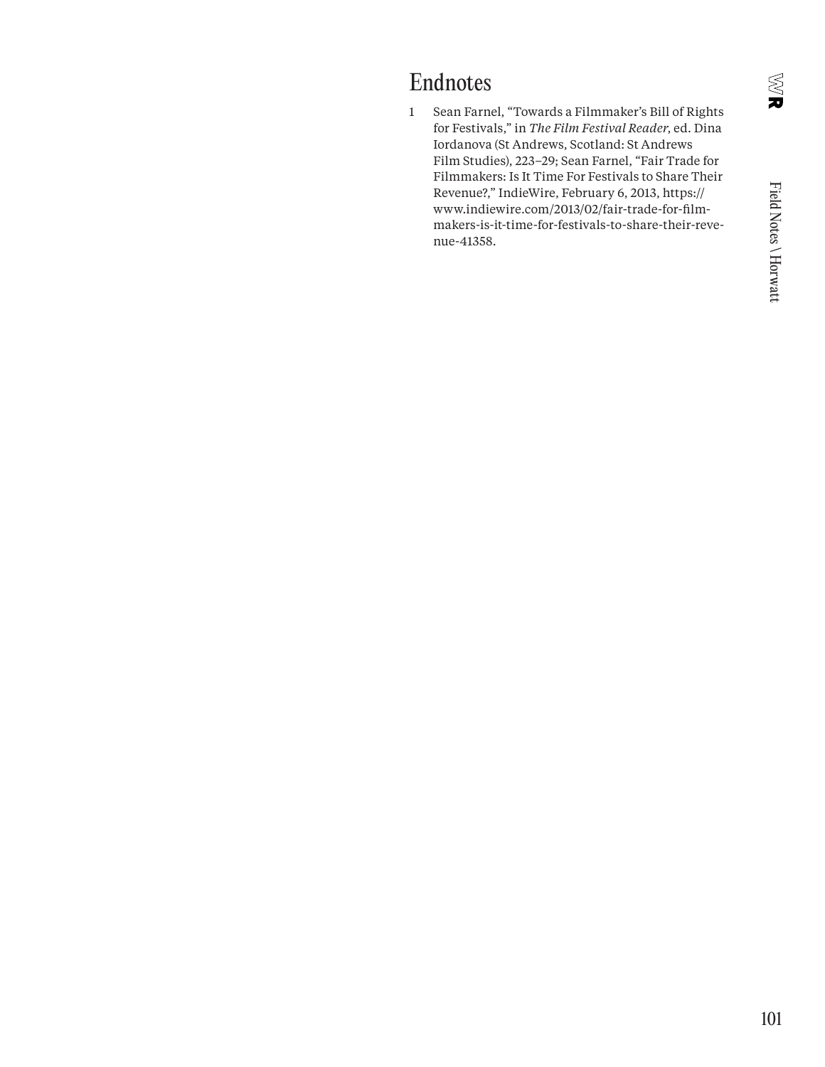## Endnotes

1 Sean Farnel, "Towards a Filmmaker's Bill of Rights for Festivals," in *The Film Festival Reader*, ed. Dina Iordanova (St Andrews, Scotland: St Andrews Film Studies), 223–29; Sean Farnel, "Fair Trade for Filmmakers: Is It Time For Festivals to Share Their Revenue?," IndieWire, February 6, 2013, https://www.indiewire.com/2013/02/fair-trade-for-filmmakers-is-it-time-for-festivals-to-share-their-revenue-41358.